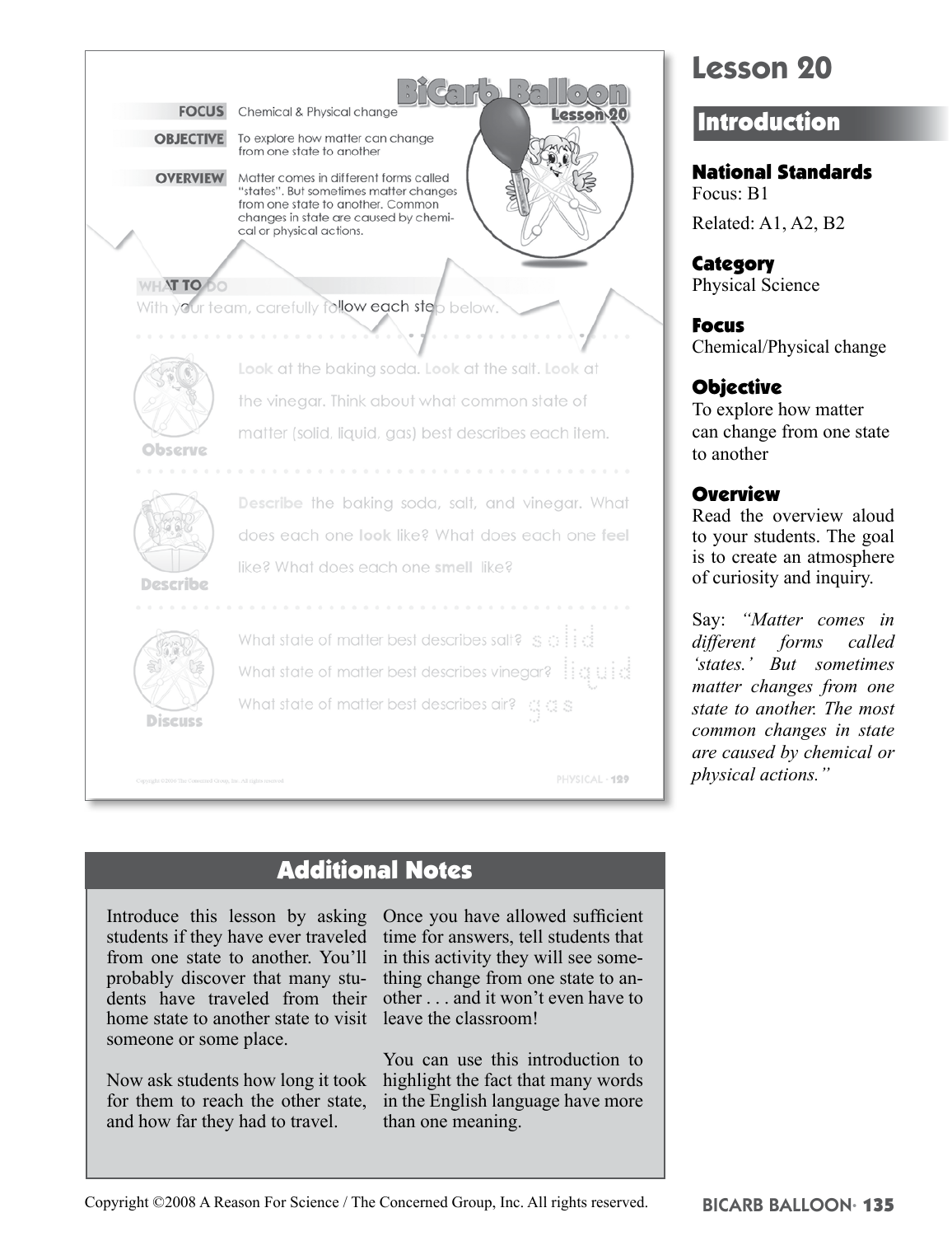BiCarb Balloon
Lesson 20

**FOCUS** Chemical & Physical change

**OBJECTIVE** To explore how matter can change from one state to another

**OVERVIEW** Matter comes in different forms called "states". But sometimes matter changes from one state to another. Common changes in state are caused by chemical or physical actions.

**WHAT TO DO**
With your team, carefully follow each step below.

**Observe**
**Look** at the baking soda. **Look** at the salt. **Look** at the vinegar. Think about what common state of matter (solid, liquid, gas) best describes each item.

**Describe**
**Describe** the baking soda, salt, and vinegar. What does each one **look** like? What does each one **feel** like? What does each one **smell** like?

**Discuss**
What state of matter best describes salt? solid
What state of matter best describes vinegar? liquid
What state of matter best describes air? gas

# Lesson 20

## Introduction

**National Standards**
Focus: B1

Related: A1, A2, B2

**Category**
Physical Science

**Focus**
Chemical/Physical change

**Objective**
To explore how matter can change from one state to another

**Overview**
Read the overview aloud to your students. The goal is to create an atmosphere of curiosity and inquiry.

Say: *"Matter comes in different forms called 'states.' But sometimes matter changes from one state to another. The most common changes in state are caused by chemical or physical actions."*

## Additional Notes

Introduce this lesson by asking students if they have ever traveled from one state to another. You'll probably discover that many students have traveled from their home state to another state to visit someone or some place.

Now ask students how long it took for them to reach the other state, and how far they had to travel.

Once you have allowed sufficient time for answers, tell students that in this activity they will see something change from one state to another . . . and it won't even have to leave the classroom!

You can use this introduction to highlight the fact that many words in the English language have more than one meaning.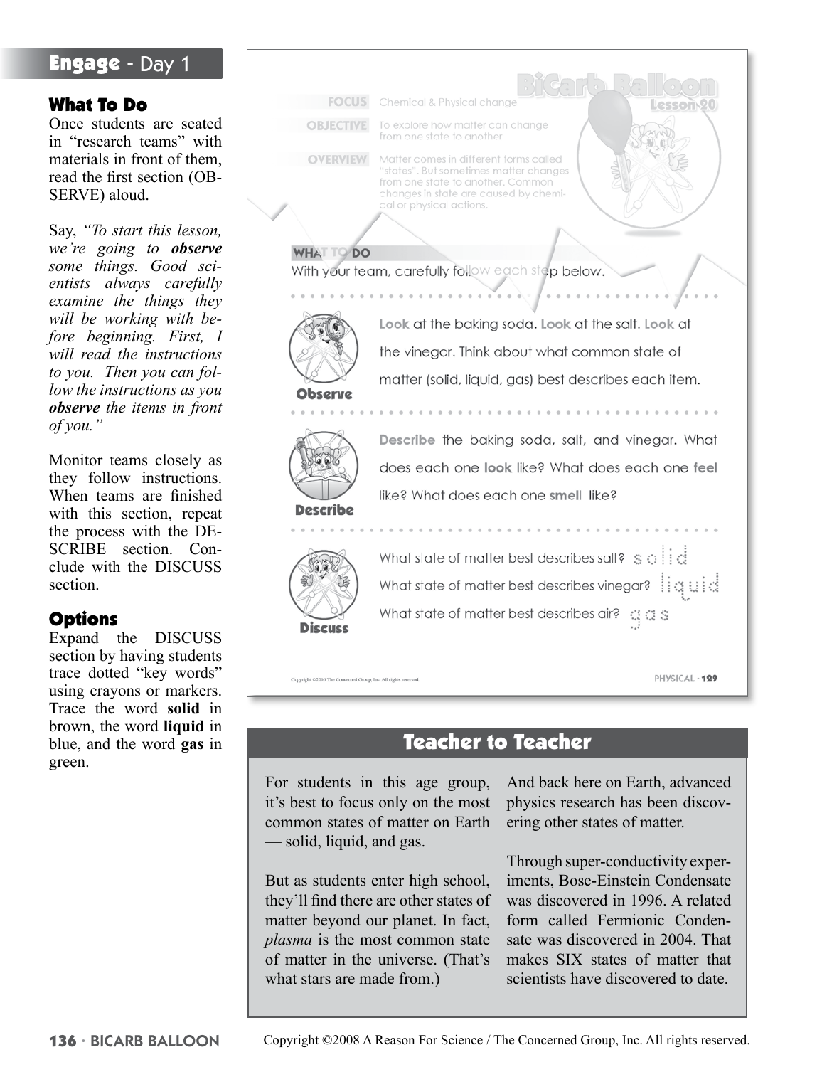## Engage - Day 1

### What To Do

Once students are seated in "research teams" with materials in front of them, read the first section (OBSERVE) aloud.

Say, *"To start this lesson, we're going to **observe** some things. Good scientists always carefully examine the things they will be working with before beginning. First, I will read the instructions to you. Then you can follow the instructions as you **observe** the items in front of you."*

Monitor teams closely as they follow instructions. When teams are finished with this section, repeat the process with the DESCRIBE section. Conclude with the DISCUSS section.

### Options

Expand the DISCUSS section by having students trace dotted "key words" using crayons or markers. Trace the word **solid** in brown, the word **liquid** in blue, and the word **gas** in green.

---

# BiCarb Balloon

**Lesson 20**

**FOCUS** Chemical & Physical change

**OBJECTIVE** To explore how matter can change from one state to another

**OVERVIEW** Matter comes in different forms called "states". But sometimes matter changes from one state to another. Common changes in state are caused by chemical or physical actions.

**WHAT TO DO**

With your team, carefully follow each step below.

**Observe**

**Look** at the baking soda. **Look** at the salt. **Look** at the vinegar. Think about what common state of matter (solid, liquid, gas) best describes each item.

**Describe**

**Describe** the baking soda, salt, and vinegar. What does each one **look** like? What does each one **feel** like? What does each one **smell** like?

**Discuss**

What state of matter best describes salt? solid

What state of matter best describes vinegar? liquid

What state of matter best describes air? gas

Copyright ©2006 The Concerned Group, Inc. All rights reserved.

PHYSICAL · 129

---

## Teacher to Teacher

For students in this age group, it's best to focus only on the most common states of matter on Earth — solid, liquid, and gas.

But as students enter high school, they'll find there are other states of matter beyond our planet. In fact, *plasma* is the most common state of matter in the universe. (That's what stars are made from.)

And back here on Earth, advanced physics research has been discovering other states of matter.

Through super-conductivity experiments, Bose-Einstein Condensate was discovered in 1996. A related form called Fermionic Condensate was discovered in 2004. That makes SIX states of matter that scientists have discovered to date.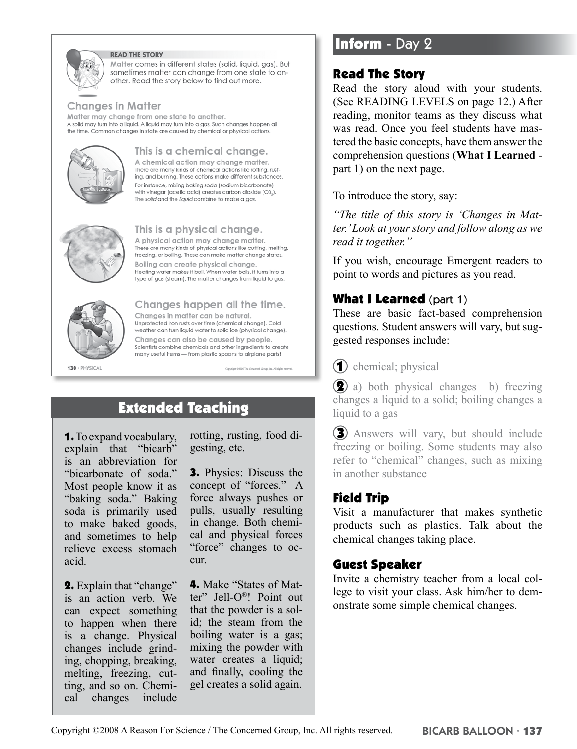READ THE STORY

Matter comes in different states (solid, liquid, gas). But sometimes matter can change from one state to another. Read the story below to find out more.

## Changes in Matter

**Matter may change from one state to another.**
A solid may turn into a liquid. A liquid may turn into a gas. Such changes happen all the time. Common changes in state are caused by chemical or physical actions.

### This is a chemical change.

**A chemical action may change matter.**
There are many kinds of chemical actions like rotting, rusting, and burning. These actions make different substances.

For instance, mixing baking soda (sodium bicarbonate) with vinegar (acetic acid) creates carbon dioxide ($CO_2$). The *solid* and the *liquid* combine to make a *gas*.

### This is a physical change.

**A physical action may change matter.**
There are many kinds of physical actions like cutting, melting, freezing, or boiling. These can make matter change states.

**Boiling can create physical change.**
Heating water makes it boil. When water boils, it turns into a type of gas (steam). The matter changes from liquid to gas.

### Changes happen all the time.

**Changes in matter can be natural.**
Unprotected iron rusts over time (chemical change). Cold weather can turn liquid water to solid ice (physical change).

**Changes can also be caused by people.**
Scientists combine chemicals and other ingredients to create many useful items — from plastic spoons to airplane parts!

130 • PHYSICAL

Copyright ©2008 The Concerned Group, Inc. All rights reserved.

## Extended Teaching

**1.** To expand vocabulary, explain that "bicarb" is an abbreviation for "bicarbonate of soda." Most people know it as "baking soda." Baking soda is primarily used to make baked goods, and sometimes to help relieve excess stomach acid.

**2.** Explain that "change" is an action verb. We can expect something to happen when there is a change. Physical changes include grinding, chopping, breaking, melting, freezing, cutting, and so on. Chemical changes include rotting, rusting, food digesting, etc.

**3.** Physics: Discuss the concept of "forces." A force always pushes or pulls, usually resulting in change. Both chemical and physical forces "force" changes to occur.

**4.** Make "States of Matter" Jell-O®! Point out that the powder is a solid; the steam from the boiling water is a gas; mixing the powder with water creates a liquid; and finally, cooling the gel creates a solid again.

## Inform - Day 2

### Read The Story

Read the story aloud with your students. (See READING LEVELS on page 12.) After reading, monitor teams as they discuss what was read. Once you feel students have mastered the basic concepts, have them answer the comprehension questions (**What I Learned** - part 1) on the next page.

To introduce the story, say:

*"The title of this story is 'Changes in Matter.' Look at your story and follow along as we read it together."*

If you wish, encourage Emergent readers to point to words and pictures as you read.

### What I Learned (part 1)

These are basic fact-based comprehension questions. Student answers will vary, but suggested responses include:

1. chemical; physical
2. a) both physical changes b) freezing changes a liquid to a solid; boiling changes a liquid to a gas
3. Answers will vary, but should include freezing or boiling. Some students may also refer to "chemical" changes, such as mixing in another substance

### Field Trip

Visit a manufacturer that makes synthetic products such as plastics. Talk about the chemical changes taking place.

### Guest Speaker

Invite a chemistry teacher from a local college to visit your class. Ask him/her to demonstrate some simple chemical changes.

Copyright ©2008 A Reason For Science / The Concerned Group, Inc. All rights reserved.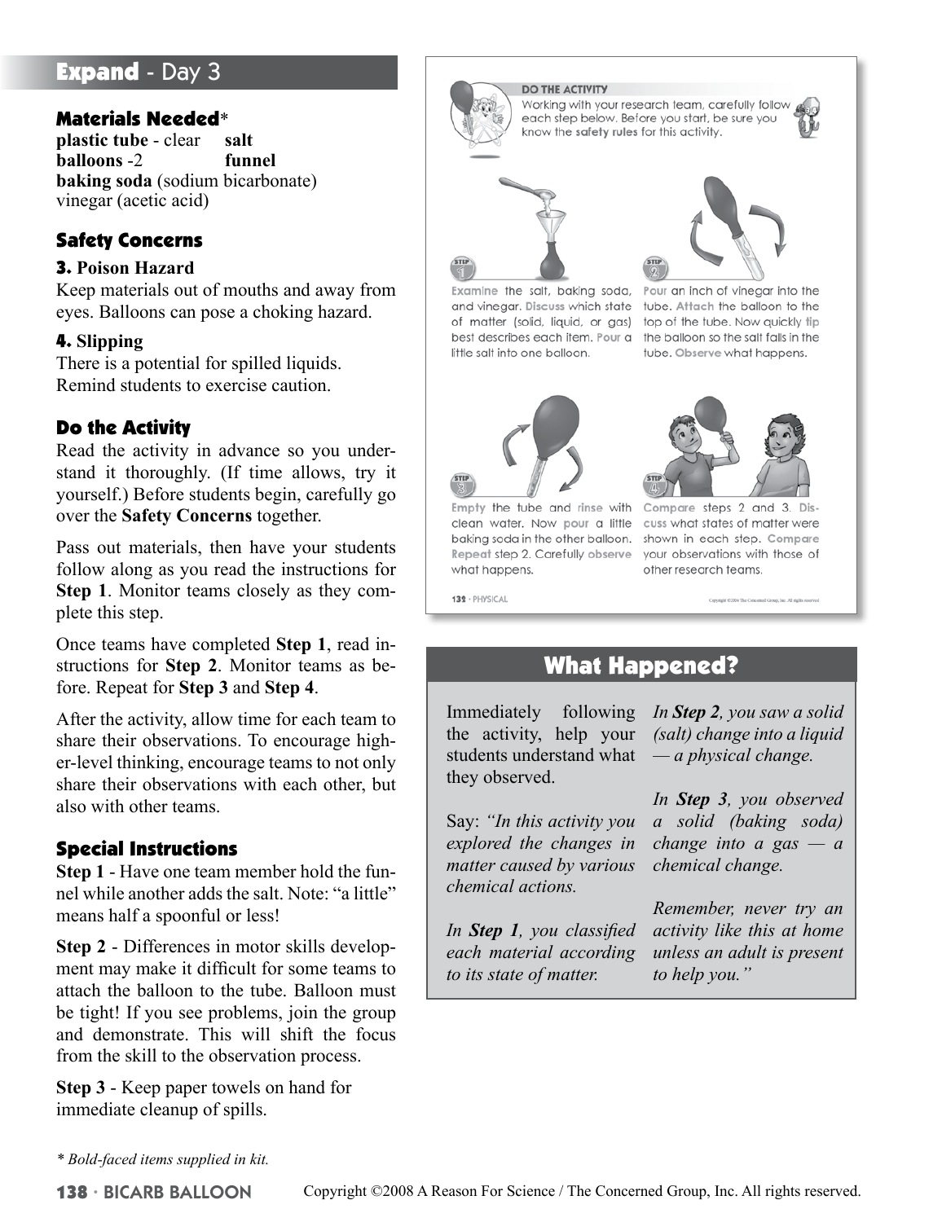## Expand - Day 3

### Materials Needed*

**plastic tube** - clear
**balloons** -2
**baking soda** (sodium bicarbonate)
vinegar (acetic acid)
**salt**
**funnel**

### Safety Concerns

**3. Poison Hazard**
Keep materials out of mouths and away from eyes. Balloons can pose a choking hazard.

**4. Slipping**
There is a potential for spilled liquids. Remind students to exercise caution.

### Do the Activity

Read the activity in advance so you understand it thoroughly. (If time allows, try it yourself.) Before students begin, carefully go over the **Safety Concerns** together.

Pass out materials, then have your students follow along as you read the instructions for **Step 1**. Monitor teams closely as they complete this step.

Once teams have completed **Step 1**, read instructions for **Step 2**. Monitor teams as before. Repeat for **Step 3** and **Step 4**.

After the activity, allow time for each team to share their observations. To encourage higher-level thinking, encourage teams to not only share their observations with each other, but also with other teams.

### Special Instructions

**Step 1** - Have one team member hold the funnel while another adds the salt. Note: "a little" means half a spoonful or less!

**Step 2** - Differences in motor skills development may make it difficult for some teams to attach the balloon to the tube. Balloon must be tight! If you see problems, join the group and demonstrate. This will shift the focus from the skill to the observation process.

**Step 3** - Keep paper towels on hand for immediate cleanup of spills.

*\* Bold-faced items supplied in kit.*

**DO THE ACTIVITY**

Working with your research team, carefully follow each step below. Before you start, be sure you know the **safety rules** for this activity.

**STEP 1** Examine the salt, baking soda, and vinegar. Discuss which state of matter (solid, liquid, or gas) best describes each item. Pour a little salt into one balloon.

**STEP 2** Pour an inch of vinegar into the tube. Attach the balloon to the top of the tube. Now quickly tip the balloon so the salt falls in the tube. Observe what happens.

**STEP 3** Empty the tube and rinse with clean water. Now pour a little baking soda in the other balloon. Repeat step 2. Carefully observe what happens.

**STEP 4** Compare steps 2 and 3. Discuss what states of matter were shown in each step. Compare your observations with those of other research teams.

## What Happened?

Immediately following the activity, help your students understand what they observed.

Say: *"In this activity you explored the changes in matter caused by various chemical actions.*

*In **Step 1**, you classified each material according to its state of matter.*

*In **Step 2**, you saw a solid (salt) change into a liquid — a physical change.*

*In **Step 3**, you observed a solid (baking soda) change into a gas — a chemical change.*

*Remember, never try an activity like this at home unless an adult is present to help you."*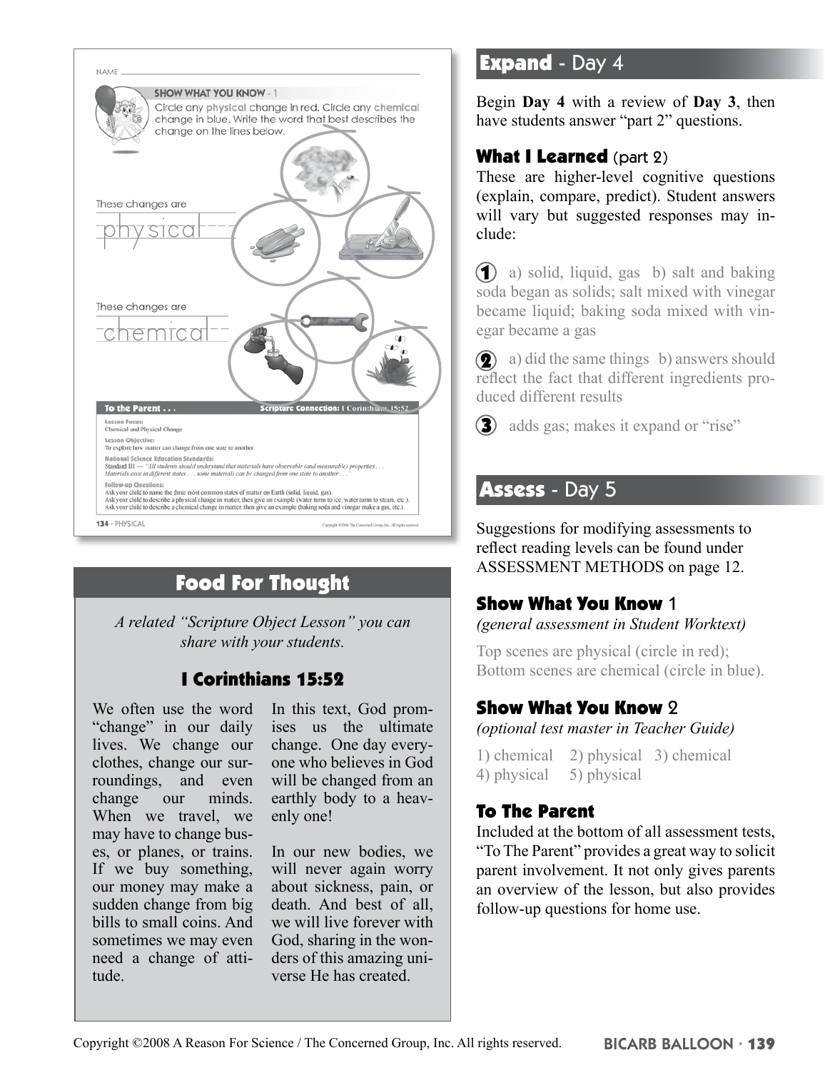NAME

**SHOW WHAT YOU KNOW** - 1

Circle any **physical** change in red. Circle any **chemical** change in blue. Write the word that best describes the change on the lines below.

These changes are

physical

These changes are

chemical

**To the Parent . . .** **Scripture Connection:** I Corinthians 15:52

**Lesson Focus:**
Chemical and Physical Change

**Lesson Objective:**
To explore how matter can change from one state to another

**National Science Education Standards:**
Standard B1 — *"All students should understand that materials have observable (and measurable) properties . . . Materials exist in different states . . . some materials can be changed from one state to another . . ."*

**Follow-up Questions:**
Ask your child to name the three most common states of matter on Earth (solid, liquid, gas).
Ask your child to describe a physical change in matter, then give an example (water turns to ice, water turns to steam, etc.).
Ask your child to describe a chemical change in matter, then give an example (baking soda and vinegar make a gas, etc.).

134 · PHYSICAL

## Food For Thought

*A related "Scripture Object Lesson" you can share with your students.*

### I Corinthians 15:52

We often use the word "change" in our daily lives. We change our clothes, change our surroundings, and even change our minds. When we travel, we may have to change buses, or planes, or trains. If we buy something, our money may make a sudden change from big bills to small coins. And sometimes we may even need a change of attitude.

In this text, God promises us the ultimate change. One day everyone who believes in God will be changed from an earthly body to a heavenly one!

In our new bodies, we will never again worry about sickness, pain, or death. And best of all, we will live forever with God, sharing in the wonders of this amazing universe He has created.

## Expand - Day 4

Begin **Day 4** with a review of **Day 3**, then have students answer "part 2" questions.

### What I Learned (part 2)

These are higher-level cognitive questions (explain, compare, predict). Student answers will vary but suggested responses may include:

1. a) solid, liquid, gas b) salt and baking soda began as solids; salt mixed with vinegar became liquid; baking soda mixed with vinegar became a gas
2. a) did the same things b) answers should reflect the fact that different ingredients produced different results
3. adds gas; makes it expand or "rise"

## Assess - Day 5

Suggestions for modifying assessments to reflect reading levels can be found under ASSESSMENT METHODS on page 12.

### Show What You Know 1

*(general assessment in Student Worktext)*

Top scenes are physical (circle in red);
Bottom scenes are chemical (circle in blue).

### Show What You Know 2

*(optional test master in Teacher Guide)*

1) chemical 2) physical 3) chemical
4) physical 5) physical

### To The Parent

Included at the bottom of all assessment tests, "To The Parent" provides a great way to solicit parent involvement. It not only gives parents an overview of the lesson, but also provides follow-up questions for home use.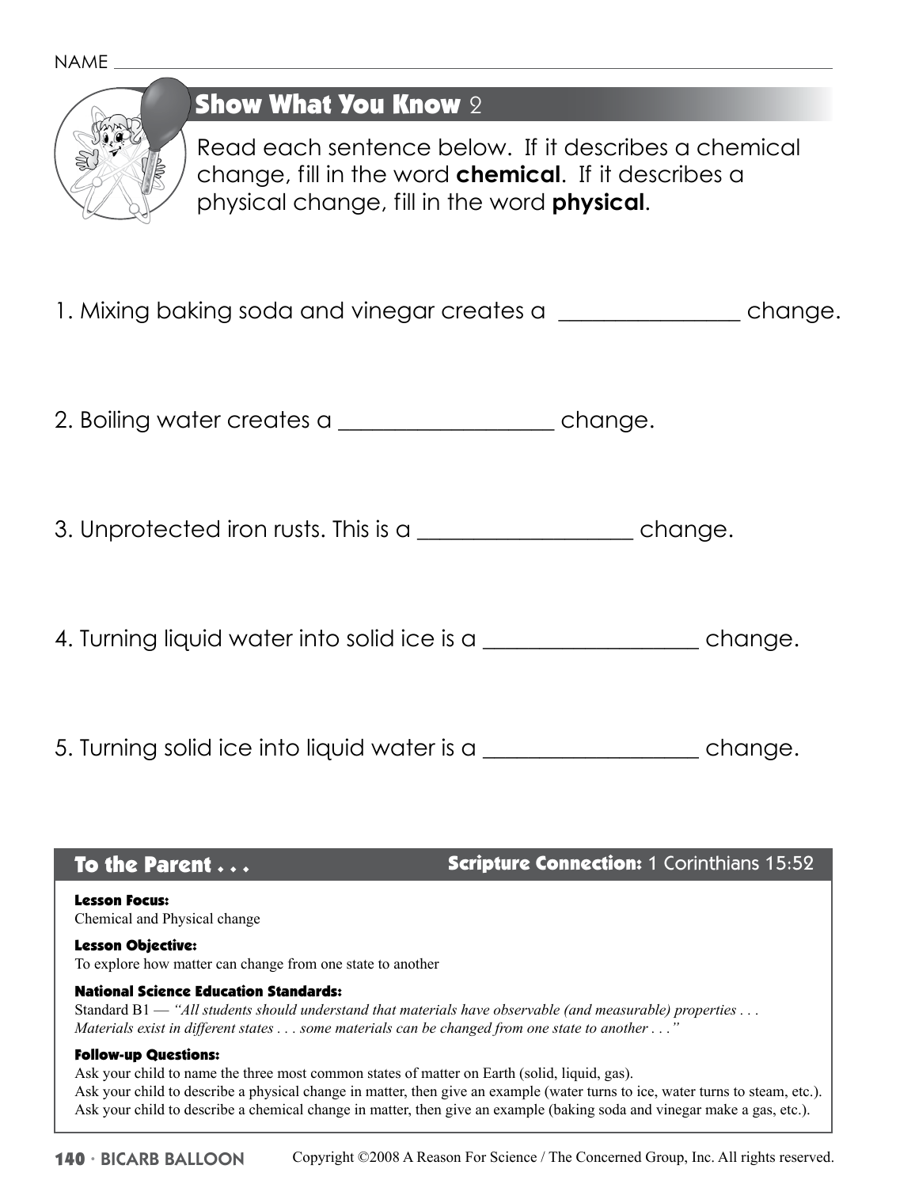NAME ______________________________________________________________

## Show What You Know 2

Read each sentence below. If it describes a chemical change, fill in the word **chemical**. If it describes a physical change, fill in the word **physical**.

1. Mixing baking soda and vinegar creates a ________________ change.

2. Boiling water creates a ___________________ change.

3. Unprotected iron rusts. This is a ___________________ change.

4. Turning liquid water into solid ice is a ___________________ change.

5. Turning solid ice into liquid water is a ___________________ change.

---

### To the Parent . . .

**Scripture Connection:** 1 Corinthians 15:52

**Lesson Focus:**
Chemical and Physical change

**Lesson Objective:**
To explore how matter can change from one state to another

**National Science Education Standards:**
Standard B1 — *"All students should understand that materials have observable (and measurable) properties . . . Materials exist in different states . . . some materials can be changed from one state to another . . ."*

**Follow-up Questions:**
Ask your child to name the three most common states of matter on Earth (solid, liquid, gas).
Ask your child to describe a physical change in matter, then give an example (water turns to ice, water turns to steam, etc.).
Ask your child to describe a chemical change in matter, then give an example (baking soda and vinegar make a gas, etc.).

**140 · BICARB BALLOON**

Copyright ©2008 A Reason For Science / The Concerned Group, Inc. All rights reserved.